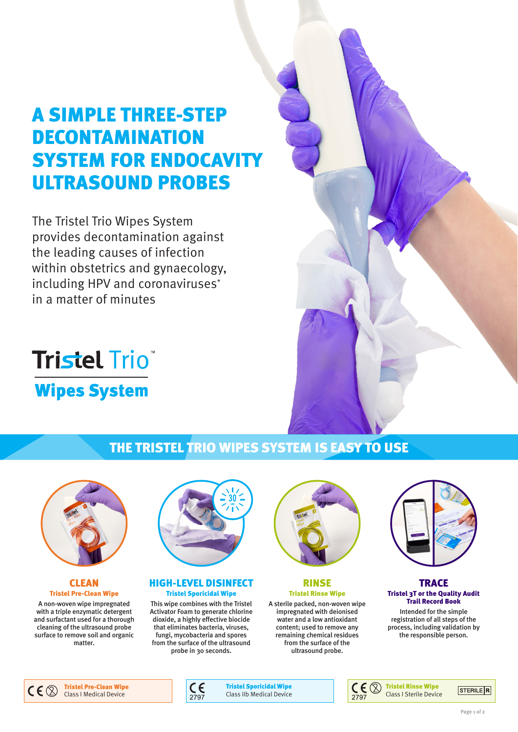# A SIMPLE THREE-STEP DECONTAMINATION SYSTEM FOR ENDOCAVITY ULTRASOUND PROBES

The Tristel Trio Wipes System provides decontamination against the leading causes of infection within obstetrics and gynaecology, including HPV and coronaviruses* in a matter of minutes

**Tristel Trio™**

**Wipes System**

## THE TRISTEL TRIO WIPES SYSTEM IS EASY TO USE

### CLEAN

**Tristel Pre-Clean Wipe**

A non-woven wipe impregnated with a triple enzymatic detergent and surfactant used for a thorough cleaning of the ultrasound probe surface to remove soil and organic matter.

### HIGH-LEVEL DISINFECT

**Tristel Sporicidal Wipe**

This wipe combines with the Tristel Activator Foam to generate chlorine dioxide, a highly effective biocide that eliminates bacteria, viruses, fungi, mycobacteria and spores from the surface of the ultrasound probe in 30 seconds.

### RINSE

**Tristel Rinse Wipe**

A sterile packed, non-woven wipe impregnated with deionised water and a low antioxidant content; used to remove any remaining chemical residues from the surface of the ultrasound probe.

### TRACE

**Tristel 3T or the Quality Audit Trail Record Book**

Intended for the simple registration of all steps of the process, including validation by the responsible person.

---

CE **Tristel Pre-Clean Wipe** – Class I Medical Device

CE 2797 **Tristel Sporicidal Wipe** – Class IIb Medical Device

CE 2797 **Tristel Rinse Wipe** – Class I Sterile Device – STERILE R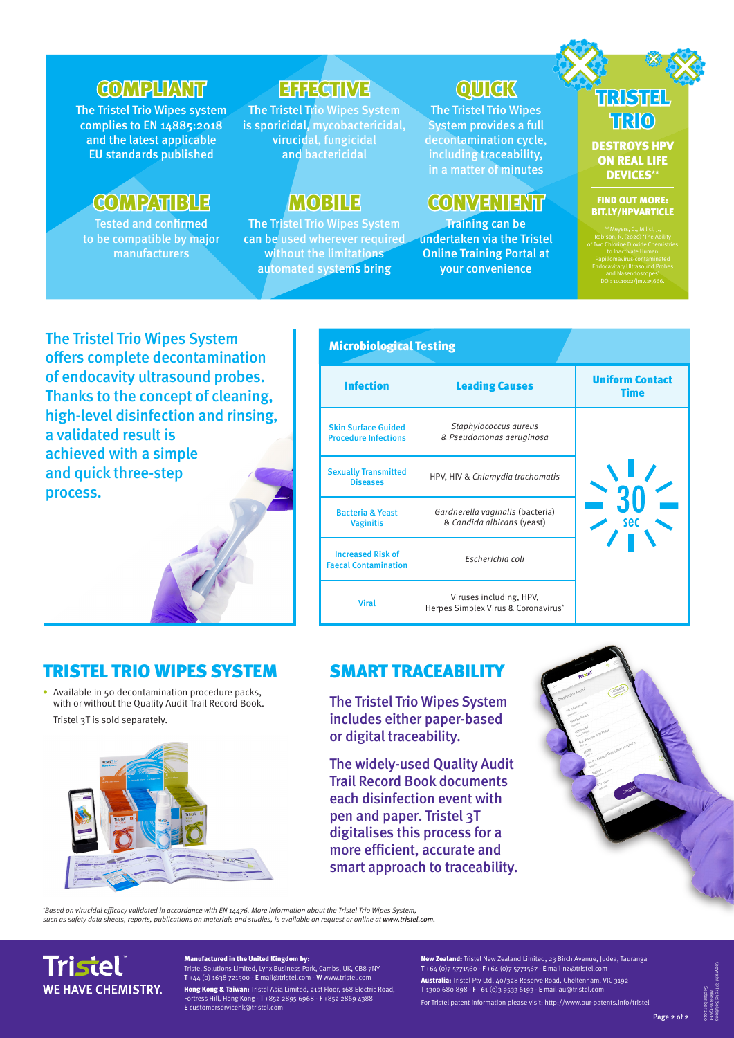## COMPLIANT

The Tristel Trio Wipes system complies to EN 14885:2018 and the latest applicable EU standards published

## EFFECTIVE

The Tristel Trio Wipes System is sporicidal, mycobactericidal, virucidal, fungicidal and bactericidal

## QUICK

The Tristel Trio Wipes System provides a full decontamination cycle, including traceability, in a matter of minutes

## COMPATIBLE

Tested and confirmed to be compatible by major manufacturers

## MOBILE

The Tristel Trio Wipes System can be used wherever required without the limitations automated systems bring

## CONVENIENT

Training can be undertaken via the Tristel Online Training Portal at your convenience

## TRISTEL TRIO

**DESTROYS HPV ON REAL LIFE DEVICES****

**FIND OUT MORE: BIT.LY/HPVARTICLE**

**Meyers, C., Milici, J., Robison, R. (2020) 'The Ability of Two Chlorine Dioxide Chemistries to Inactivate Human Papillomavirus-contaminated Endocavitary Ultrasound Probes and Nasendoscopes' DOI: 10.1002/jmv.25666.

The Tristel Trio Wipes System offers complete decontamination of endocavity ultrasound probes. Thanks to the concept of cleaning, high-level disinfection and rinsing, a validated result is achieved with a simple and quick three-step process.

### Microbiological Testing

| Infection | Leading Causes | Uniform Contact Time |
|---|---|---|
| Skin Surface Guided Procedure Infections | *Staphylococcus aureus & Pseudomonas aeruginosa* | 30 sec |
| Sexually Transmitted Diseases | HPV, HIV & *Chlamydia trachomatis* | |
| Bacteria & Yeast Vaginitis | *Gardnerella vaginalis* (bacteria) & *Candida albicans* (yeast) | |
| Increased Risk of Faecal Contamination | *Escherichia coli* | |
| Viral | Viruses including, HPV, Herpes Simplex Virus & Coronavirus* | |

## TRISTEL TRIO WIPES SYSTEM

- Available in 50 decontamination procedure packs, with or without the Quality Audit Trail Record Book.

Tristel 3T is sold separately.

## SMART TRACEABILITY

The Tristel Trio Wipes System includes either paper-based or digital traceability.

The widely-used Quality Audit Trail Record Book documents each disinfection event with pen and paper. Tristel 3T digitalises this process for a more efficient, accurate and smart approach to traceability.

*\*Based on virucidal efficacy validated in accordance with EN 14476. More information about the Tristel Trio Wipes System, such as safety data sheets, reports, publications on materials and studies, is available on request or online at* ***www.tristel.com****.*

**Tristel**
WE HAVE CHEMISTRY.

**Manufactured in the United Kingdom by:**
Tristel Solutions Limited, Lynx Business Park, Cambs, UK, CB8 7NY
**T** +44 (0) 1638 721500 - **E** mail@tristel.com - **W** www.tristel.com

**Hong Kong & Taiwan:** Tristel Asia Limited, 21st Floor, 168 Electric Road, Fortress Hill, Hong Kong - **T** +852 2895 6968 - **F** +852 2869 4388
**E** customerservicehk@tristel.com

**New Zealand:** Tristel New Zealand Limited, 23 Birch Avenue, Judea, Tauranga
**T** +64 (0)7 5771560 - **F** +64 (0)7 5771567 - **E** mail-nz@tristel.com

**Australia:** Tristel Pty Ltd, 40/328 Reserve Road, Cheltenham, VIC 3192
**T** 1300 680 898 - **F** +61 (0)3 9533 6193 - **E** mail-au@tristel.com

For Tristel patent information please visit: http://www.our-patents.info/tristel

Copyright © Tristel Solutions MKT-Bro-136-1 September 2020